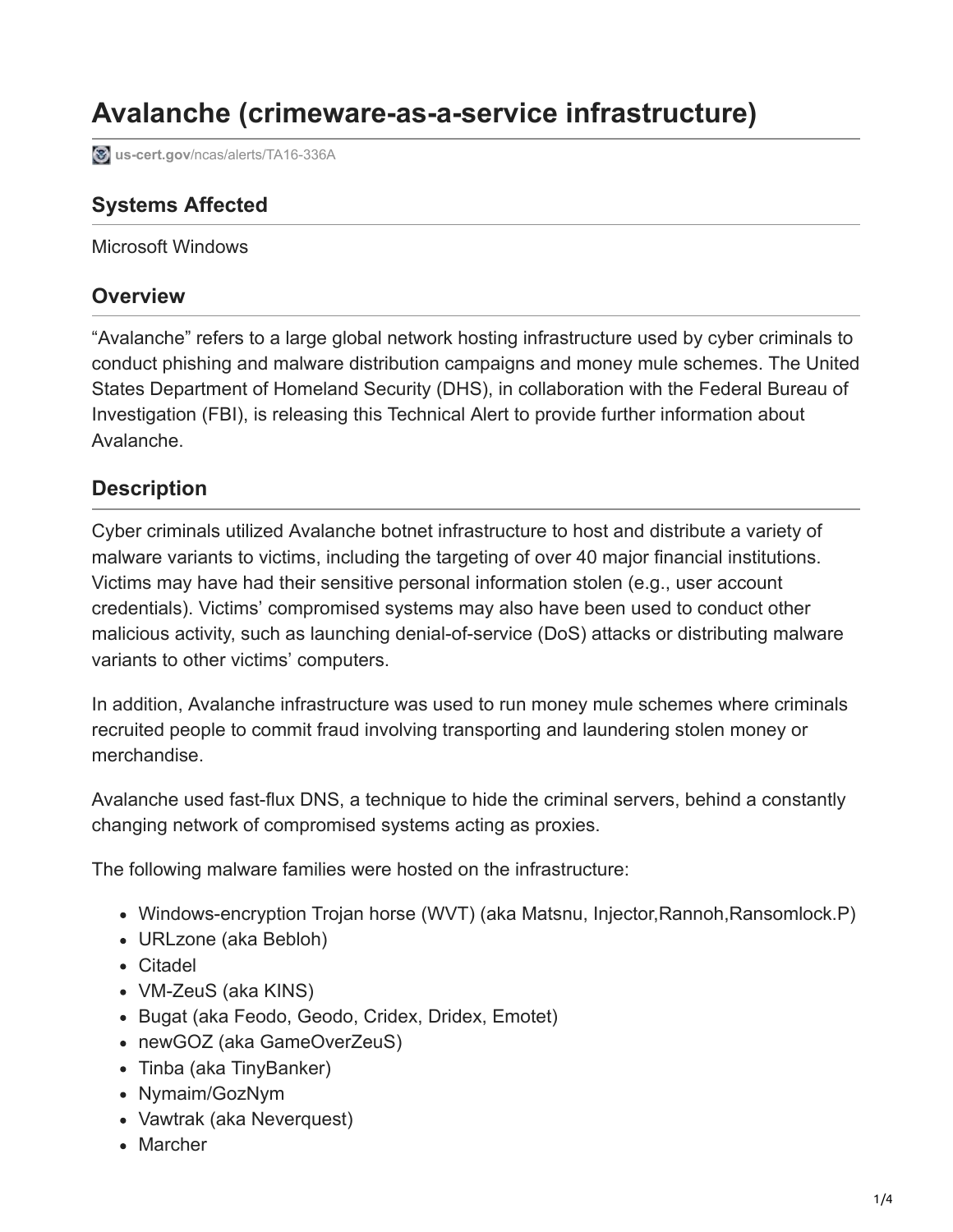# Avalanche (crimeware-as-a-service infrastructure)

us-cert.gov/ncas/alerts/TA16-336A

## Systems Affected

Microsoft Windows

## Overview

"Avalanche" refers to a large global network hosting infrastructure used by cyber criminals to conduct phishing and malware distribution campaigns and money mule schemes. The United States Department of Homeland Security (DHS), in collaboration with the Federal Bureau of Investigation (FBI), is releasing this Technical Alert to provide further information about Avalanche.

## Description

Cyber criminals utilized Avalanche botnet infrastructure to host and distribute a variety of malware variants to victims, including the targeting of over 40 major financial institutions. Victims may have had their sensitive personal information stolen (e.g., user account credentials). Victims' compromised systems may also have been used to conduct other malicious activity, such as launching denial-of-service (DoS) attacks or distributing malware variants to other victims' computers.

In addition, Avalanche infrastructure was used to run money mule schemes where criminals recruited people to commit fraud involving transporting and laundering stolen money or merchandise.

Avalanche used fast-flux DNS, a technique to hide the criminal servers, behind a constantly changing network of compromised systems acting as proxies.

The following malware families were hosted on the infrastructure:

- Windows-encryption Trojan horse (WVT) (aka Matsnu, Injector,Rannoh,Ransomlock.P)
- URLzone (aka Bebloh)
- Citadel
- VM-ZeuS (aka KINS)
- Bugat (aka Feodo, Geodo, Cridex, Dridex, Emotet)
- newGOZ (aka GameOverZeuS)
- Tinba (aka TinyBanker)
- Nymaim/GozNym
- Vawtrak (aka Neverquest)
- Marcher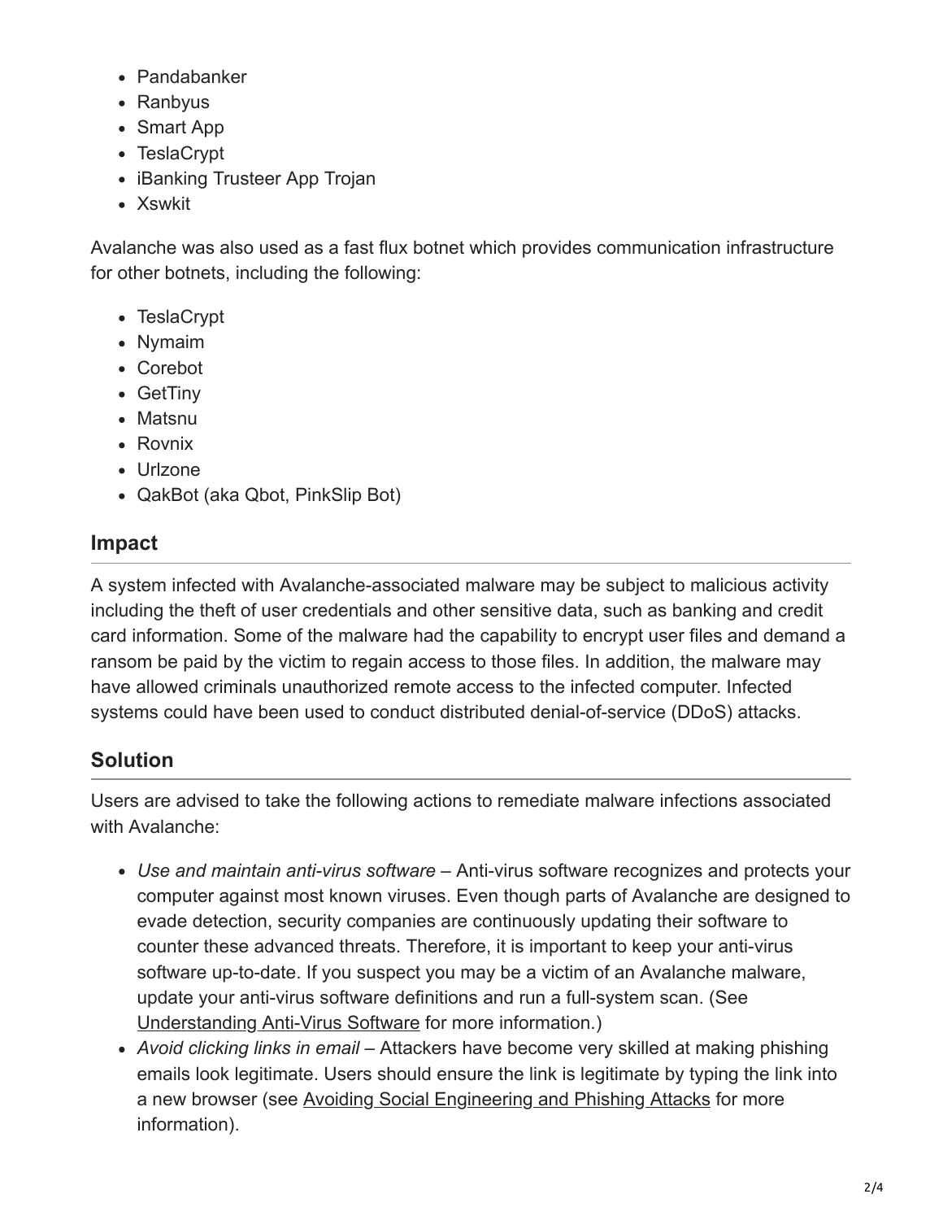- Pandabanker
- Ranbyus
- Smart App
- TeslaCrypt
- iBanking Trusteer App Trojan
- Xswkit

Avalanche was also used as a fast flux botnet which provides communication infrastructure for other botnets, including the following:

- TeslaCrypt
- Nymaim
- Corebot
- GetTiny
- Matsnu
- Rovnix
- Urlzone
- QakBot (aka Qbot, PinkSlip Bot)

## Impact

A system infected with Avalanche-associated malware may be subject to malicious activity including the theft of user credentials and other sensitive data, such as banking and credit card information. Some of the malware had the capability to encrypt user files and demand a ransom be paid by the victim to regain access to those files. In addition, the malware may have allowed criminals unauthorized remote access to the infected computer. Infected systems could have been used to conduct distributed denial-of-service (DDoS) attacks.

## Solution

Users are advised to take the following actions to remediate malware infections associated with Avalanche:

- *Use and maintain anti-virus software* – Anti-virus software recognizes and protects your computer against most known viruses. Even though parts of Avalanche are designed to evade detection, security companies are continuously updating their software to counter these advanced threats. Therefore, it is important to keep your anti-virus software up-to-date. If you suspect you may be a victim of an Avalanche malware, update your anti-virus software definitions and run a full-system scan. (See Understanding Anti-Virus Software for more information.)
- *Avoid clicking links in email* – Attackers have become very skilled at making phishing emails look legitimate. Users should ensure the link is legitimate by typing the link into a new browser (see Avoiding Social Engineering and Phishing Attacks for more information).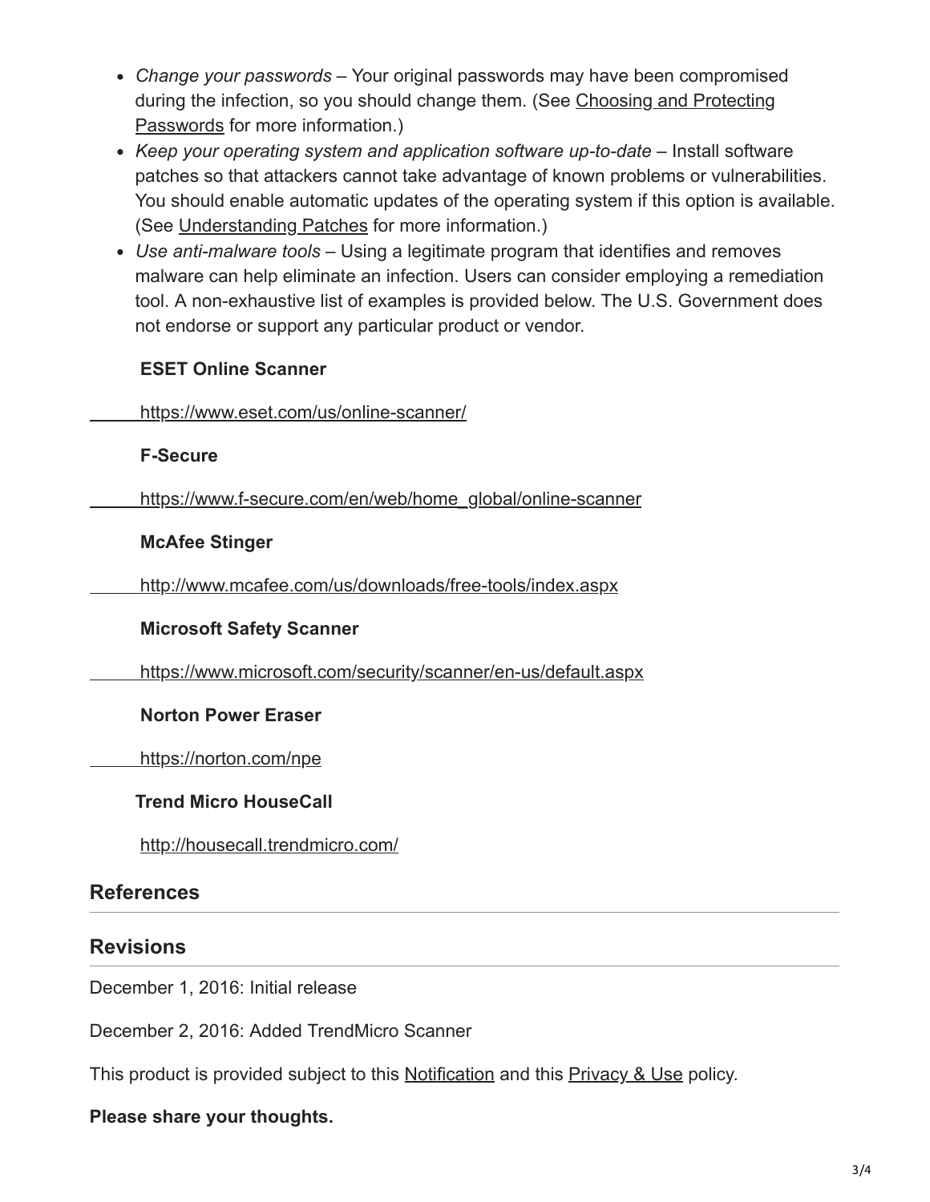- *Change your passwords* – Your original passwords may have been compromised during the infection, so you should change them. (See Choosing and Protecting Passwords for more information.)
- *Keep your operating system and application software up-to-date* – Install software patches so that attackers cannot take advantage of known problems or vulnerabilities. You should enable automatic updates of the operating system if this option is available. (See Understanding Patches for more information.)
- *Use anti-malware tools* – Using a legitimate program that identifies and removes malware can help eliminate an infection. Users can consider employing a remediation tool. A non-exhaustive list of examples is provided below. The U.S. Government does not endorse or support any particular product or vendor.

  **ESET Online Scanner**

  https://www.eset.com/us/online-scanner/

  **F-Secure**

  https://www.f-secure.com/en/web/home_global/online-scanner

  **McAfee Stinger**

  http://www.mcafee.com/us/downloads/free-tools/index.aspx

  **Microsoft Safety Scanner**

  https://www.microsoft.com/security/scanner/en-us/default.aspx

  **Norton Power Eraser**

  https://norton.com/npe

  **Trend Micro HouseCall**

  http://housecall.trendmicro.com/

## References

## Revisions

December 1, 2016: Initial release

December 2, 2016: Added TrendMicro Scanner

This product is provided subject to this Notification and this Privacy & Use policy.

**Please share your thoughts.**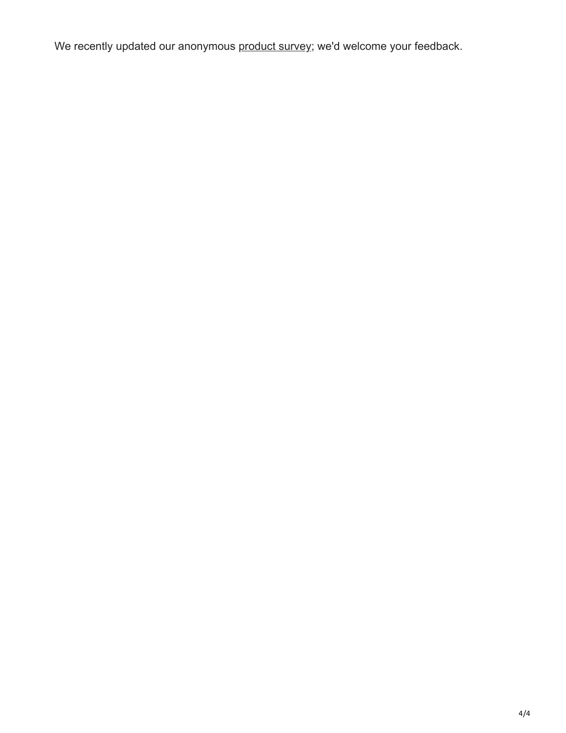We recently updated our anonymous product survey; we'd welcome your feedback.